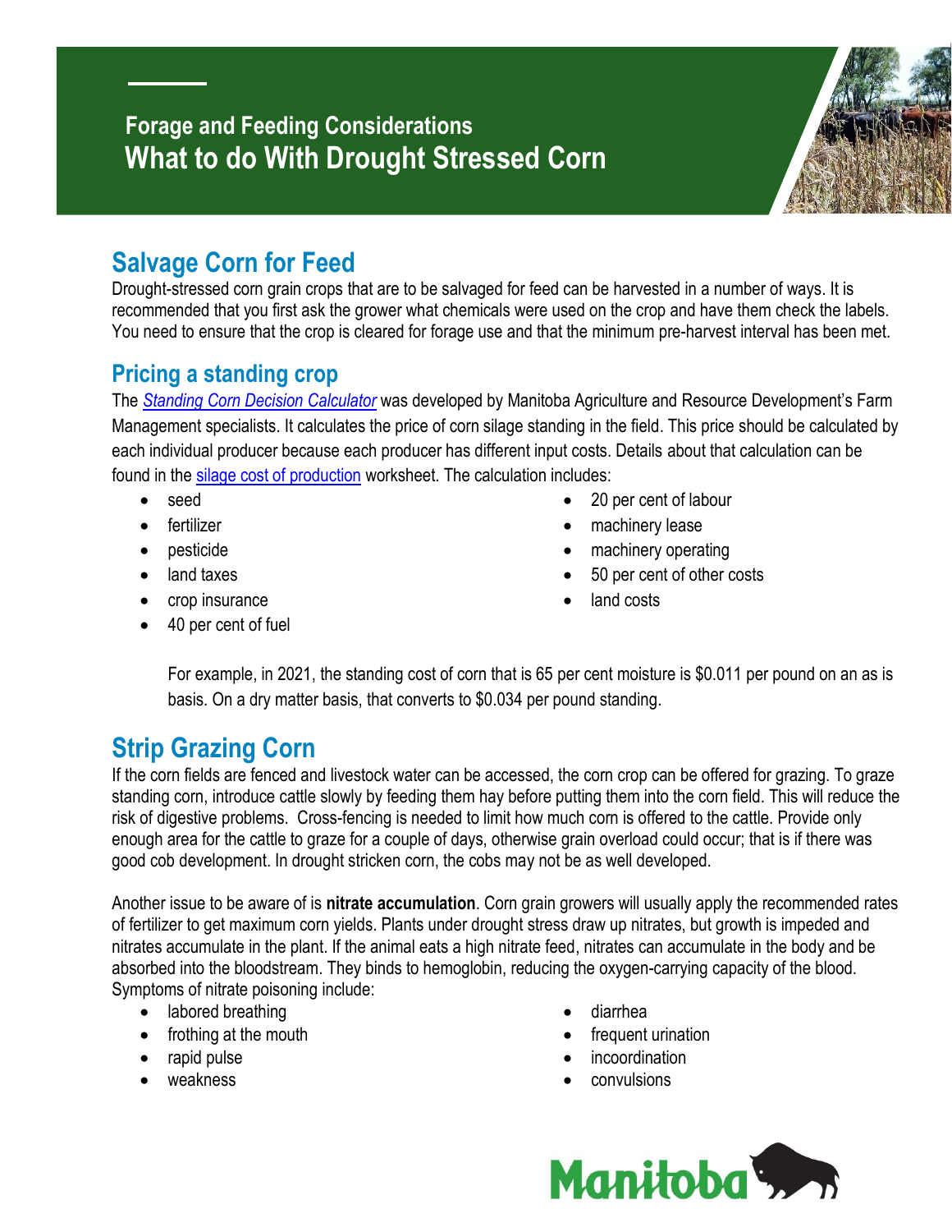Forage and Feeding Considerations

# What to do With Drought Stressed Corn

## Salvage Corn for Feed

Drought-stressed corn grain crops that are to be salvaged for feed can be harvested in a number of ways. It is recommended that you first ask the grower what chemicals were used on the crop and have them check the labels. You need to ensure that the crop is cleared for forage use and that the minimum pre-harvest interval has been met.

### Pricing a standing crop

The *Standing Corn Decision Calculator* was developed by Manitoba Agriculture and Resource Development's Farm Management specialists. It calculates the price of corn silage standing in the field. This price should be calculated by each individual producer because each producer has different input costs. Details about that calculation can be found in the silage cost of production worksheet. The calculation includes:

- seed
- fertilizer
- pesticide
- land taxes
- crop insurance
- 40 per cent of fuel
- 20 per cent of labour
- machinery lease
- machinery operating
- 50 per cent of other costs
- land costs

For example, in 2021, the standing cost of corn that is 65 per cent moisture is $0.011 per pound on an as is basis. On a dry matter basis, that converts to $0.034 per pound standing.

## Strip Grazing Corn

If the corn fields are fenced and livestock water can be accessed, the corn crop can be offered for grazing. To graze standing corn, introduce cattle slowly by feeding them hay before putting them into the corn field. This will reduce the risk of digestive problems. Cross-fencing is needed to limit how much corn is offered to the cattle. Provide only enough area for the cattle to graze for a couple of days, otherwise grain overload could occur; that is if there was good cob development. In drought stricken corn, the cobs may not be as well developed.

Another issue to be aware of is **nitrate accumulation**. Corn grain growers will usually apply the recommended rates of fertilizer to get maximum corn yields. Plants under drought stress draw up nitrates, but growth is impeded and nitrates accumulate in the plant. If the animal eats a high nitrate feed, nitrates can accumulate in the body and be absorbed into the bloodstream. They binds to hemoglobin, reducing the oxygen-carrying capacity of the blood. Symptoms of nitrate poisoning include:

- labored breathing
- frothing at the mouth
- rapid pulse
- weakness
- diarrhea
- frequent urination
- incoordination
- convulsions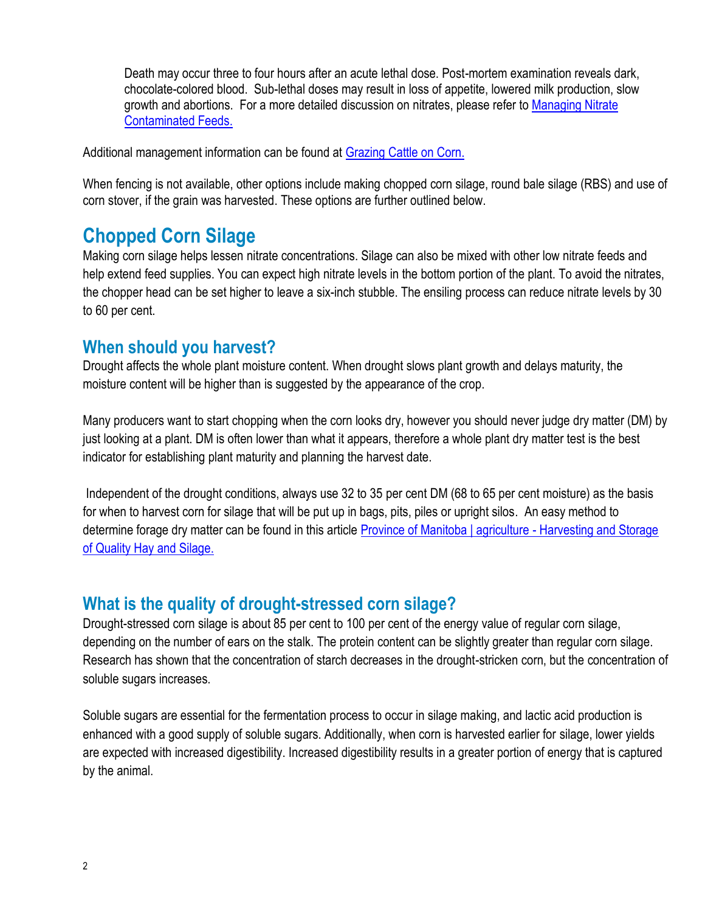Death may occur three to four hours after an acute lethal dose. Post-mortem examination reveals dark, chocolate-colored blood. Sub-lethal doses may result in loss of appetite, lowered milk production, slow growth and abortions. For a more detailed discussion on nitrates, please refer to [Managing Nitrate Contaminated Feeds.]

Additional management information can be found at [Grazing Cattle on Corn.]

When fencing is not available, other options include making chopped corn silage, round bale silage (RBS) and use of corn stover, if the grain was harvested. These options are further outlined below.

# Chopped Corn Silage

Making corn silage helps lessen nitrate concentrations. Silage can also be mixed with other low nitrate feeds and help extend feed supplies. You can expect high nitrate levels in the bottom portion of the plant. To avoid the nitrates, the chopper head can be set higher to leave a six-inch stubble. The ensiling process can reduce nitrate levels by 30 to 60 per cent.

## When should you harvest?

Drought affects the whole plant moisture content. When drought slows plant growth and delays maturity, the moisture content will be higher than is suggested by the appearance of the crop.

Many producers want to start chopping when the corn looks dry, however you should never judge dry matter (DM) by just looking at a plant. DM is often lower than what it appears, therefore a whole plant dry matter test is the best indicator for establishing plant maturity and planning the harvest date.

Independent of the drought conditions, always use 32 to 35 per cent DM (68 to 65 per cent moisture) as the basis for when to harvest corn for silage that will be put up in bags, pits, piles or upright silos. An easy method to determine forage dry matter can be found in this article [Province of Manitoba | agriculture - Harvesting and Storage of Quality Hay and Silage.]

## What is the quality of drought-stressed corn silage?

Drought-stressed corn silage is about 85 per cent to 100 per cent of the energy value of regular corn silage, depending on the number of ears on the stalk. The protein content can be slightly greater than regular corn silage. Research has shown that the concentration of starch decreases in the drought-stricken corn, but the concentration of soluble sugars increases.

Soluble sugars are essential for the fermentation process to occur in silage making, and lactic acid production is enhanced with a good supply of soluble sugars. Additionally, when corn is harvested earlier for silage, lower yields are expected with increased digestibility. Increased digestibility results in a greater portion of energy that is captured by the animal.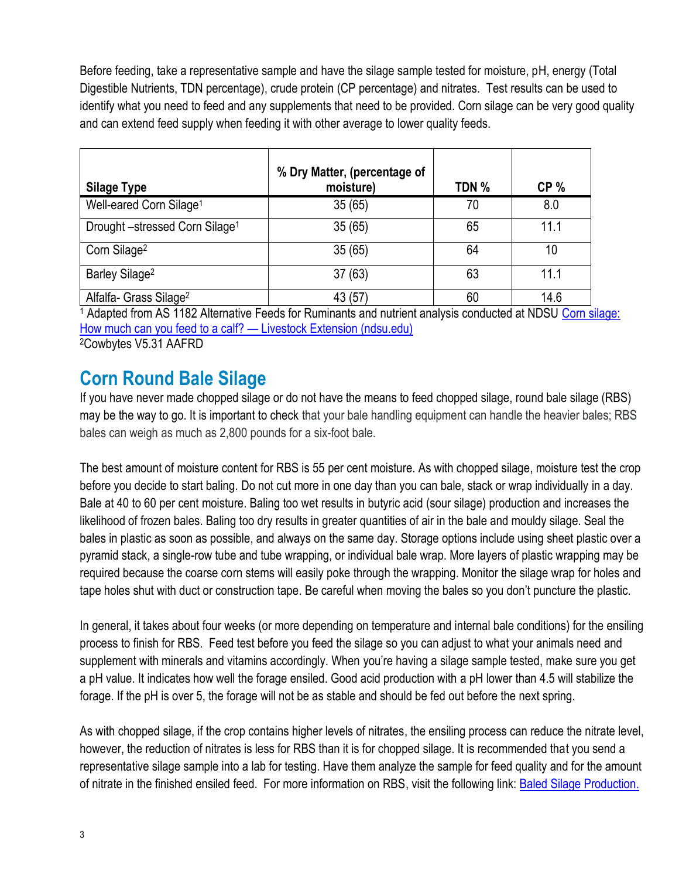Before feeding, take a representative sample and have the silage sample tested for moisture, pH, energy (Total Digestible Nutrients, TDN percentage), crude protein (CP percentage) and nitrates. Test results can be used to identify what you need to feed and any supplements that need to be provided. Corn silage can be very good quality and can extend feed supply when feeding it with other average to lower quality feeds.

| Silage Type | % Dry Matter, (percentage of moisture) | TDN % | CP % |
|---|---|---|---|
| Well-eared Corn Silage[1] | 35 (65) | 70 | 8.0 |
| Drought –stressed Corn Silage[1] | 35 (65) | 65 | 11.1 |
| Corn Silage[2] | 35 (65) | 64 | 10 |
| Barley Silage[2] | 37 (63) | 63 | 11.1 |
| Alfalfa- Grass Silage[2] | 43 (57) | 60 | 14.6 |

[1] Adapted from AS 1182 Alternative Feeds for Ruminants and nutrient analysis conducted at NDSU Corn silage: How much can you feed to a calf? — Livestock Extension (ndsu.edu)

[2]Cowbytes V5.31 AAFRD

## Corn Round Bale Silage

If you have never made chopped silage or do not have the means to feed chopped silage, round bale silage (RBS) may be the way to go. It is important to check that your bale handling equipment can handle the heavier bales; RBS bales can weigh as much as 2,800 pounds for a six-foot bale.

The best amount of moisture content for RBS is 55 per cent moisture. As with chopped silage, moisture test the crop before you decide to start baling. Do not cut more in one day than you can bale, stack or wrap individually in a day. Bale at 40 to 60 per cent moisture. Baling too wet results in butyric acid (sour silage) production and increases the likelihood of frozen bales. Baling too dry results in greater quantities of air in the bale and mouldy silage. Seal the bales in plastic as soon as possible, and always on the same day. Storage options include using sheet plastic over a pyramid stack, a single-row tube and tube wrapping, or individual bale wrap. More layers of plastic wrapping may be required because the coarse corn stems will easily poke through the wrapping. Monitor the silage wrap for holes and tape holes shut with duct or construction tape. Be careful when moving the bales so you don't puncture the plastic.

In general, it takes about four weeks (or more depending on temperature and internal bale conditions) for the ensiling process to finish for RBS. Feed test before you feed the silage so you can adjust to what your animals need and supplement with minerals and vitamins accordingly. When you're having a silage sample tested, make sure you get a pH value. It indicates how well the forage ensiled. Good acid production with a pH lower than 4.5 will stabilize the forage. If the pH is over 5, the forage will not be as stable and should be fed out before the next spring.

As with chopped silage, if the crop contains higher levels of nitrates, the ensiling process can reduce the nitrate level, however, the reduction of nitrates is less for RBS than it is for chopped silage. It is recommended that you send a representative silage sample into a lab for testing. Have them analyze the sample for feed quality and for the amount of nitrate in the finished ensiled feed. For more information on RBS, visit the following link: Baled Silage Production.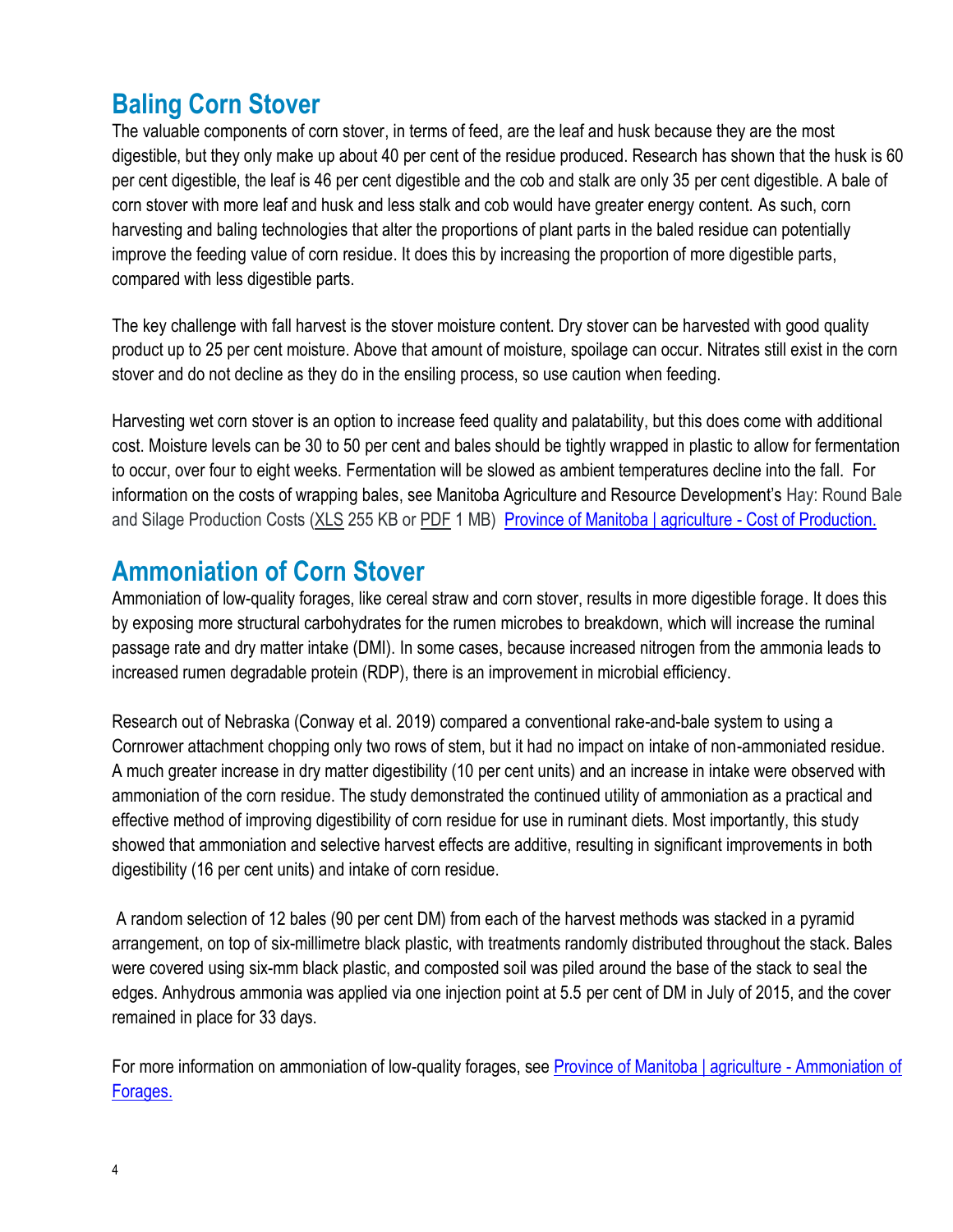## Baling Corn Stover

The valuable components of corn stover, in terms of feed, are the leaf and husk because they are the most digestible, but they only make up about 40 per cent of the residue produced. Research has shown that the husk is 60 per cent digestible, the leaf is 46 per cent digestible and the cob and stalk are only 35 per cent digestible. A bale of corn stover with more leaf and husk and less stalk and cob would have greater energy content. As such, corn harvesting and baling technologies that alter the proportions of plant parts in the baled residue can potentially improve the feeding value of corn residue. It does this by increasing the proportion of more digestible parts, compared with less digestible parts.

The key challenge with fall harvest is the stover moisture content. Dry stover can be harvested with good quality product up to 25 per cent moisture. Above that amount of moisture, spoilage can occur. Nitrates still exist in the corn stover and do not decline as they do in the ensiling process, so use caution when feeding.

Harvesting wet corn stover is an option to increase feed quality and palatability, but this does come with additional cost. Moisture levels can be 30 to 50 per cent and bales should be tightly wrapped in plastic to allow for fermentation to occur, over four to eight weeks. Fermentation will be slowed as ambient temperatures decline into the fall. For information on the costs of wrapping bales, see Manitoba Agriculture and Resource Development's Hay: Round Bale and Silage Production Costs (XLS 255 KB or PDF 1 MB) [Province of Manitoba | agriculture - Cost of Production.]

## Ammoniation of Corn Stover

Ammoniation of low-quality forages, like cereal straw and corn stover, results in more digestible forage. It does this by exposing more structural carbohydrates for the rumen microbes to breakdown, which will increase the ruminal passage rate and dry matter intake (DMI). In some cases, because increased nitrogen from the ammonia leads to increased rumen degradable protein (RDP), there is an improvement in microbial efficiency.

Research out of Nebraska (Conway et al. 2019) compared a conventional rake-and-bale system to using a Cornrower attachment chopping only two rows of stem, but it had no impact on intake of non-ammoniated residue. A much greater increase in dry matter digestibility (10 per cent units) and an increase in intake were observed with ammoniation of the corn residue. The study demonstrated the continued utility of ammoniation as a practical and effective method of improving digestibility of corn residue for use in ruminant diets. Most importantly, this study showed that ammoniation and selective harvest effects are additive, resulting in significant improvements in both digestibility (16 per cent units) and intake of corn residue.

A random selection of 12 bales (90 per cent DM) from each of the harvest methods was stacked in a pyramid arrangement, on top of six-millimetre black plastic, with treatments randomly distributed throughout the stack. Bales were covered using six-mm black plastic, and composted soil was piled around the base of the stack to seal the edges. Anhydrous ammonia was applied via one injection point at 5.5 per cent of DM in July of 2015, and the cover remained in place for 33 days.

For more information on ammoniation of low-quality forages, see [Province of Manitoba | agriculture - Ammoniation of Forages.]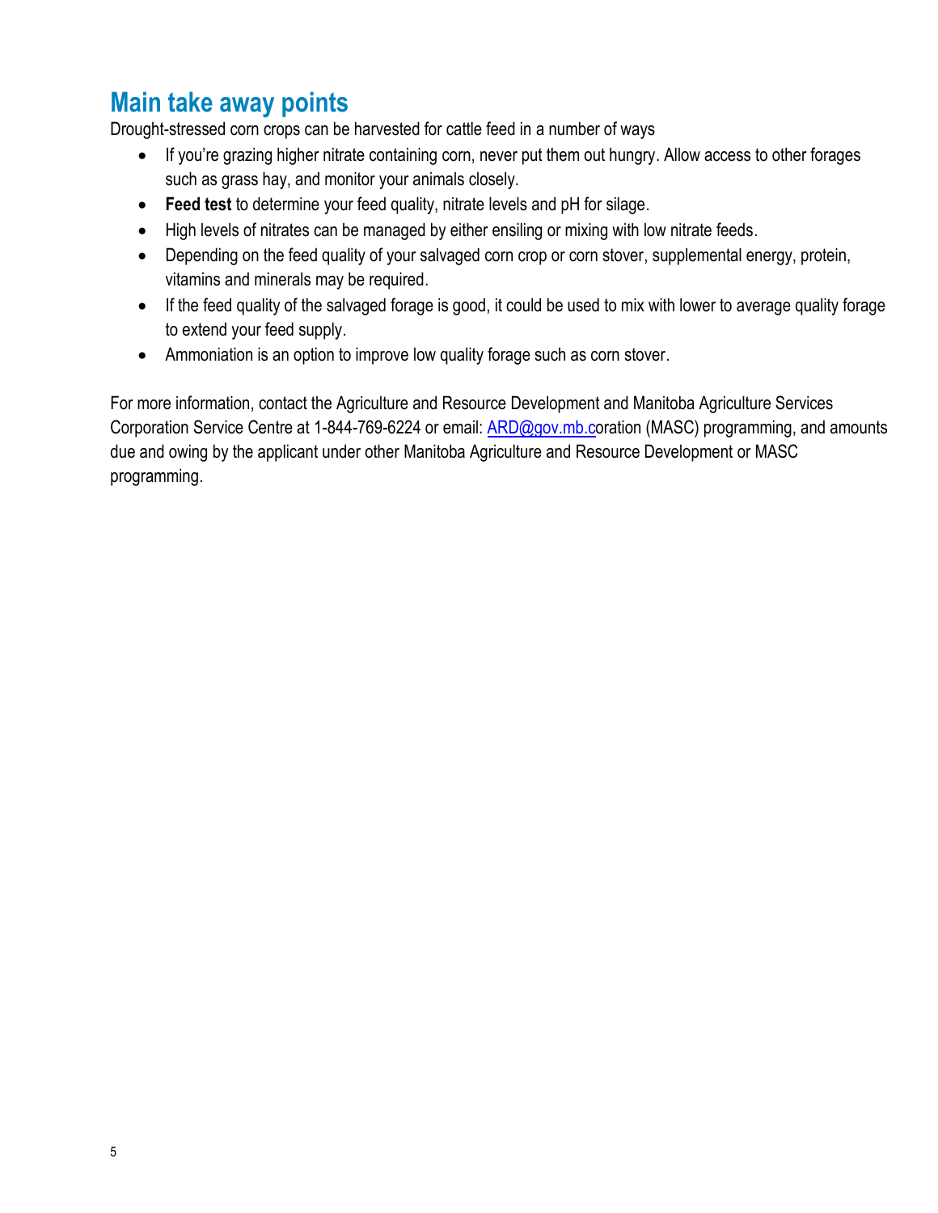## Main take away points

Drought-stressed corn crops can be harvested for cattle feed in a number of ways

- If you're grazing higher nitrate containing corn, never put them out hungry. Allow access to other forages such as grass hay, and monitor your animals closely.
- **Feed test** to determine your feed quality, nitrate levels and pH for silage.
- High levels of nitrates can be managed by either ensiling or mixing with low nitrate feeds.
- Depending on the feed quality of your salvaged corn crop or corn stover, supplemental energy, protein, vitamins and minerals may be required.
- If the feed quality of the salvaged forage is good, it could be used to mix with lower to average quality forage to extend your feed supply.
- Ammoniation is an option to improve low quality forage such as corn stover.

For more information, contact the Agriculture and Resource Development and Manitoba Agriculture Services Corporation Service Centre at 1-844-769-6224 or email: ARD@gov.mb.coration (MASC) programming, and amounts due and owing by the applicant under other Manitoba Agriculture and Resource Development or MASC programming.